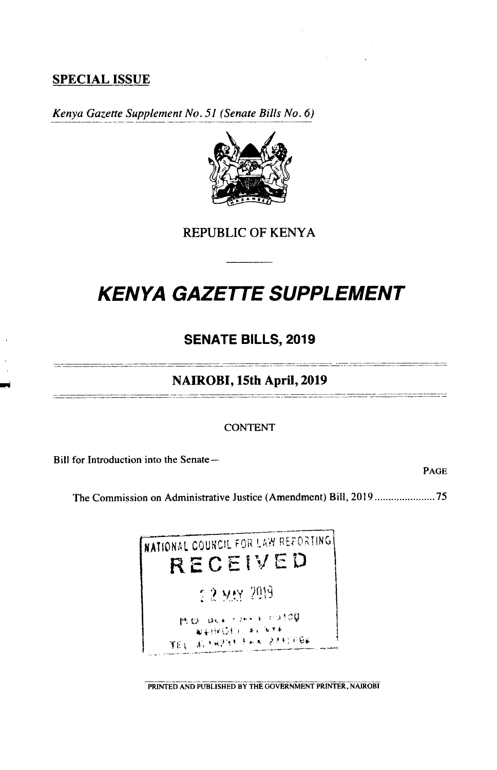**SPECIAL ISSUE**

*Kenya Gazette Supplement No. 51 (Senate Bills No. 6)*

REPUBLIC OF KENYA

# *KENYA GAZETTE SUPPLEMENT*

## SENATE BILLS, 2019

**NAIROBI, 15th April, 2019**

CONTENT

Bill for Introduction into the Senate—

PAGE

The Commission on Administrative Justice (Amendment) Bill, 2019 ...................... 75

NATIONAL COUNCIL FOR LAW REPORTING
RECEIVED
22 MAY 2019

PRINTED AND PUBLISHED BY THE GOVERNMENT PRINTER, NAIROBI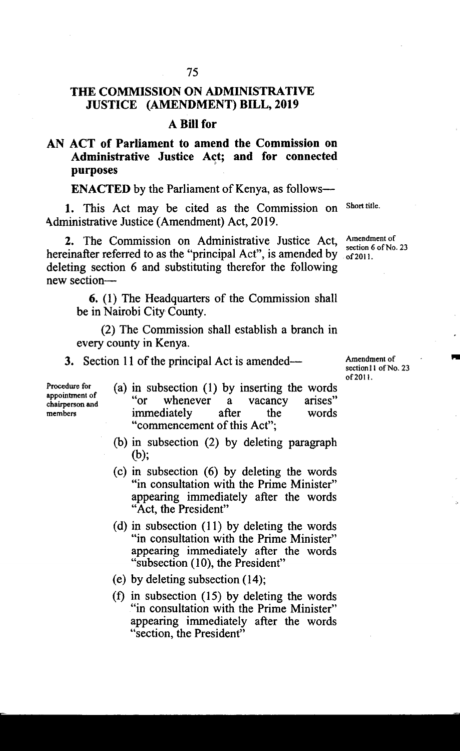# THE COMMISSION ON ADMINISTRATIVE JUSTICE (AMENDMENT) BILL, 2019

## A Bill for

**AN ACT of Parliament to amend the Commission on Administrative Justice Act; and for connected purposes**

**ENACTED** by the Parliament of Kenya, as follows—

Short title.

**1.** This Act may be cited as the Commission on Administrative Justice (Amendment) Act, 2019.

Amendment of section 6 of No. 23 of 2011.

**2.** The Commission on Administrative Justice Act, hereinafter referred to as the "principal Act", is amended by deleting section 6 and substituting therefor the following new section—

> **6.** (1) The Headquarters of the Commission shall be in Nairobi City County.
>
> (2) The Commission shall establish a branch in every county in Kenya.

Amendment of section11 of No. 23 of 2011.

**3.** Section 11 of the principal Act is amended—

Procedure for appointment of chairperson and members

(a) in subsection (1) by inserting the words "or whenever a vacancy arises" immediately after the words "commencement of this Act";

(b) in subsection (2) by deleting paragraph (b);

(c) in subsection (6) by deleting the words "in consultation with the Prime Minister" appearing immediately after the words "Act, the President"

(d) in subsection (11) by deleting the words "in consultation with the Prime Minister" appearing immediately after the words "subsection (10), the President"

(e) by deleting subsection (14);

(f) in subsection (15) by deleting the words "in consultation with the Prime Minister" appearing immediately after the words "section, the President"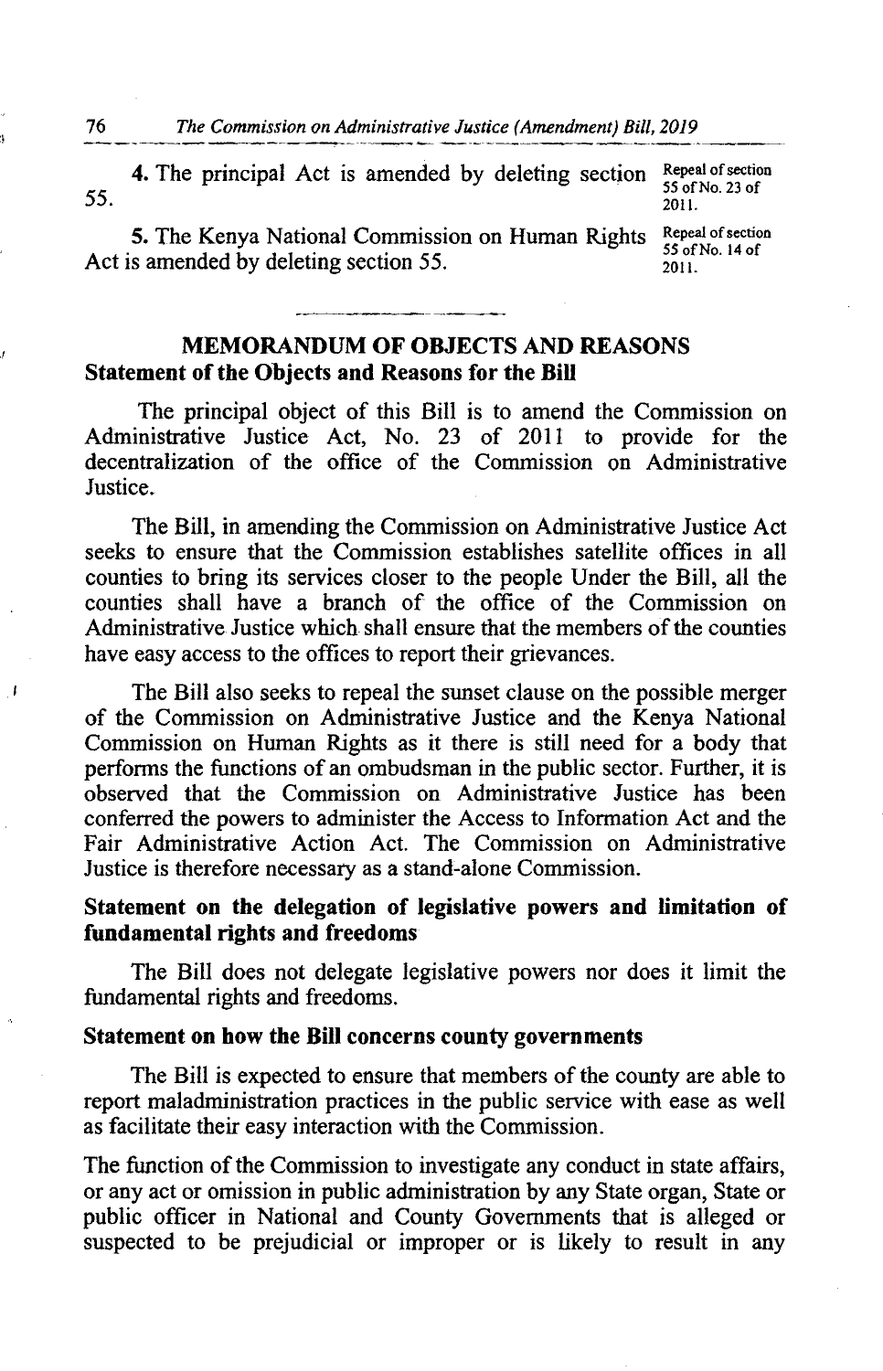**4.** The principal Act is amended by deleting section 55. *Repeal of section 55 of No. 23 of 2011.*

**5.** The Kenya National Commission on Human Rights Act is amended by deleting section 55. *Repeal of section 55 of No. 14 of 2011.*

---

## MEMORANDUM OF OBJECTS AND REASONS

### Statement of the Objects and Reasons for the Bill

The principal object of this Bill is to amend the Commission on Administrative Justice Act, No. 23 of 2011 to provide for the decentralization of the office of the Commission on Administrative Justice.

The Bill, in amending the Commission on Administrative Justice Act seeks to ensure that the Commission establishes satellite offices in all counties to bring its services closer to the people Under the Bill, all the counties shall have a branch of the office of the Commission on Administrative Justice which shall ensure that the members of the counties have easy access to the offices to report their grievances.

The Bill also seeks to repeal the sunset clause on the possible merger of the Commission on Administrative Justice and the Kenya National Commission on Human Rights as it there is still need for a body that performs the functions of an ombudsman in the public sector. Further, it is observed that the Commission on Administrative Justice has been conferred the powers to administer the Access to Information Act and the Fair Administrative Action Act. The Commission on Administrative Justice is therefore necessary as a stand-alone Commission.

### Statement on the delegation of legislative powers and limitation of fundamental rights and freedoms

The Bill does not delegate legislative powers nor does it limit the fundamental rights and freedoms.

### Statement on how the Bill concerns county governments

The Bill is expected to ensure that members of the county are able to report maladministration practices in the public service with ease as well as facilitate their easy interaction with the Commission.

The function of the Commission to investigate any conduct in state affairs, or any act or omission in public administration by any State organ, State or public officer in National and County Governments that is alleged or suspected to be prejudicial or improper or is likely to result in any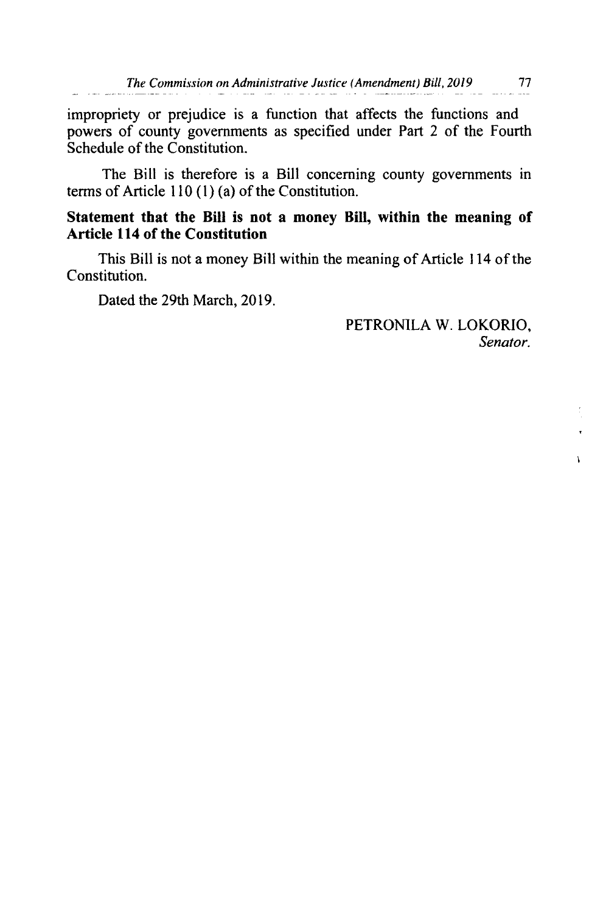impropriety or prejudice is a function that affects the functions and powers of county governments as specified under Part 2 of the Fourth Schedule of the Constitution.

The Bill is therefore is a Bill concerning county governments in terms of Article 110 (1) (a) of the Constitution.

**Statement that the Bill is not a money Bill, within the meaning of Article 114 of the Constitution**

This Bill is not a money Bill within the meaning of Article 114 of the Constitution.

Dated the 29th March, 2019.

PETRONILA W. LOKORIO,
*Senator.*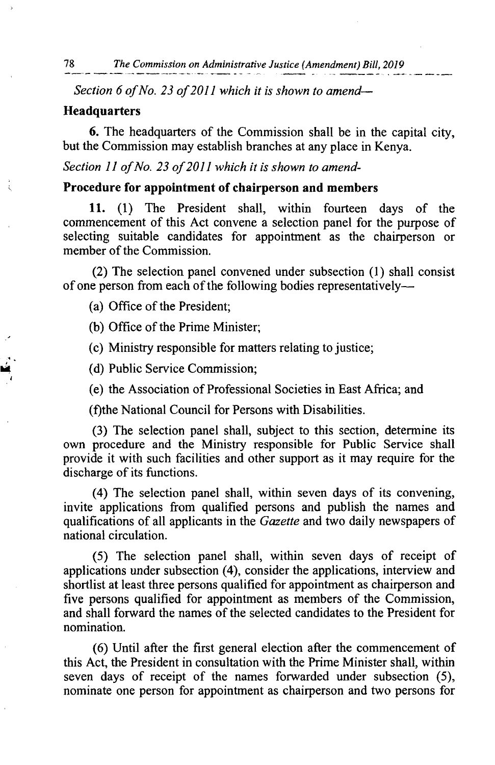*Section 6 of No. 23 of 2011 which it is shown to amend—*

**Headquarters**

**6.** The headquarters of the Commission shall be in the capital city, but the Commission may establish branches at any place in Kenya.

*Section 11 of No. 23 of 2011 which it is shown to amend-*

**Procedure for appointment of chairperson and members**

**11.** (1) The President shall, within fourteen days of the commencement of this Act convene a selection panel for the purpose of selecting suitable candidates for appointment as the chairperson or member of the Commission.

(2) The selection panel convened under subsection (1) shall consist of one person from each of the following bodies representatively—

(a) Office of the President;

(b) Office of the Prime Minister;

(c) Ministry responsible for matters relating to justice;

(d) Public Service Commission;

(e) the Association of Professional Societies in East Africa; and

(f)the National Council for Persons with Disabilities.

(3) The selection panel shall, subject to this section, determine its own procedure and the Ministry responsible for Public Service shall provide it with such facilities and other support as it may require for the discharge of its functions.

(4) The selection panel shall, within seven days of its convening, invite applications from qualified persons and publish the names and qualifications of all applicants in the *Gazette* and two daily newspapers of national circulation.

(5) The selection panel shall, within seven days of receipt of applications under subsection (4), consider the applications, interview and shortlist at least three persons qualified for appointment as chairperson and five persons qualified for appointment as members of the Commission, and shall forward the names of the selected candidates to the President for nomination.

(6) Until after the first general election after the commencement of this Act, the President in consultation with the Prime Minister shall, within seven days of receipt of the names forwarded under subsection (5), nominate one person for appointment as chairperson and two persons for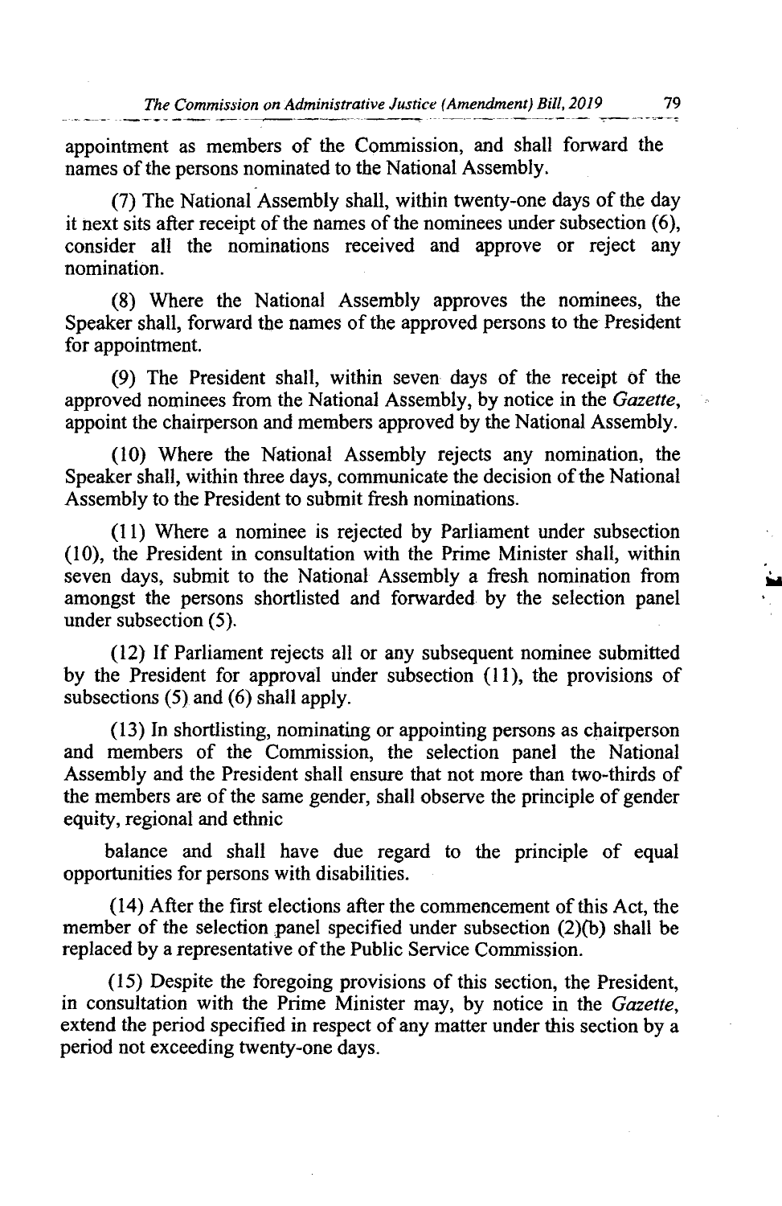appointment as members of the Commission, and shall forward the names of the persons nominated to the National Assembly.

(7) The National Assembly shall, within twenty-one days of the day it next sits after receipt of the names of the nominees under subsection (6), consider all the nominations received and approve or reject any nomination.

(8) Where the National Assembly approves the nominees, the Speaker shall, forward the names of the approved persons to the President for appointment.

(9) The President shall, within seven days of the receipt of the approved nominees from the National Assembly, by notice in the *Gazette*, appoint the chairperson and members approved by the National Assembly.

(10) Where the National Assembly rejects any nomination, the Speaker shall, within three days, communicate the decision of the National Assembly to the President to submit fresh nominations.

(11) Where a nominee is rejected by Parliament under subsection (10), the President in consultation with the Prime Minister shall, within seven days, submit to the National Assembly a fresh nomination from amongst the persons shortlisted and forwarded by the selection panel under subsection (5).

(12) If Parliament rejects all or any subsequent nominee submitted by the President for approval under subsection (11), the provisions of subsections (5) and (6) shall apply.

(13) In shortlisting, nominating or appointing persons as chairperson and members of the Commission, the selection panel the National Assembly and the President shall ensure that not more than two-thirds of the members are of the same gender, shall observe the principle of gender equity, regional and ethnic balance and shall have due regard to the principle of equal opportunities for persons with disabilities.

(14) After the first elections after the commencement of this Act, the member of the selection panel specified under subsection (2)(b) shall be replaced by a representative of the Public Service Commission.

(15) Despite the foregoing provisions of this section, the President, in consultation with the Prime Minister may, by notice in the *Gazette*, extend the period specified in respect of any matter under this section by a period not exceeding twenty-one days.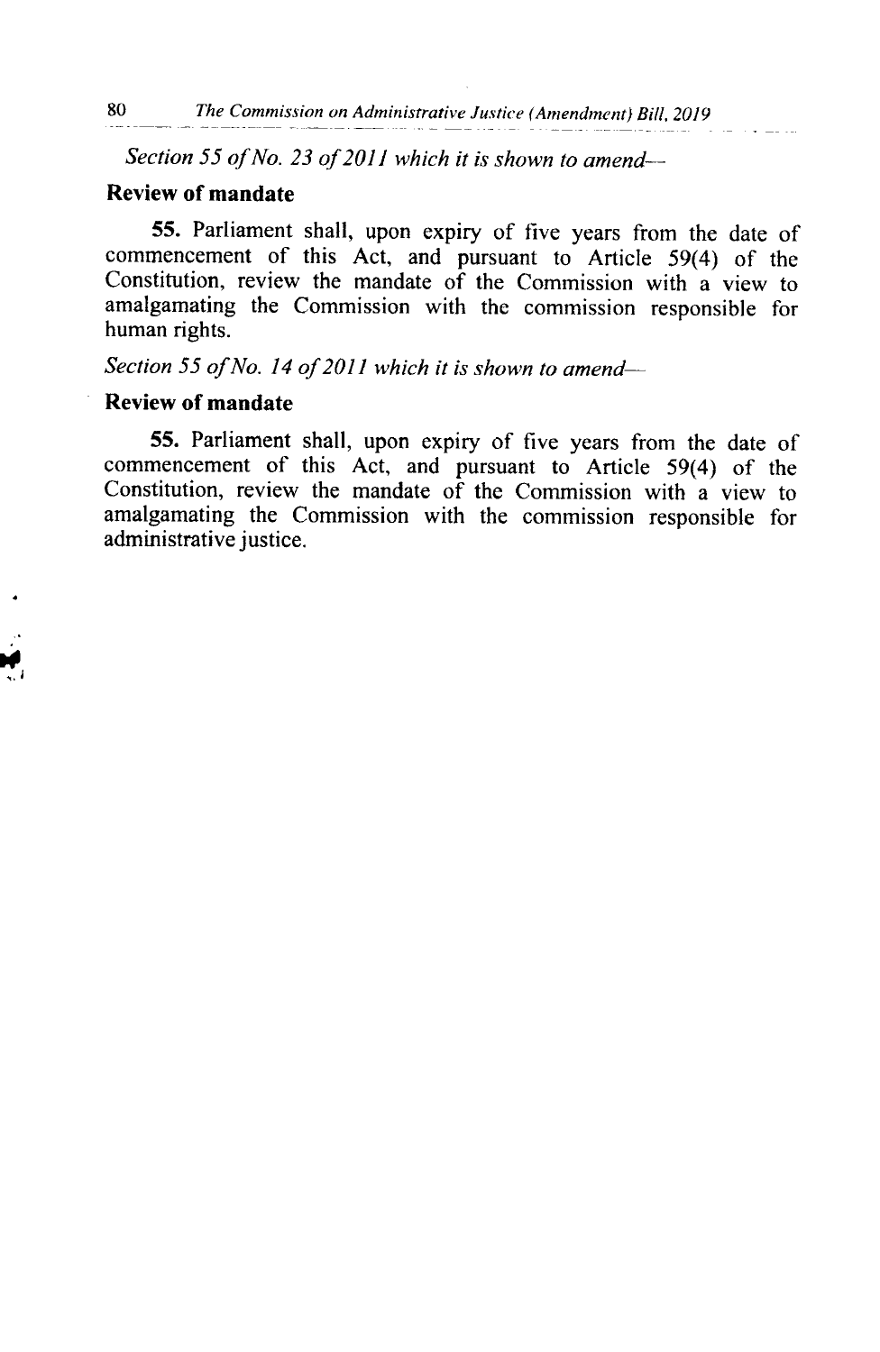*Section 55 of No. 23 of 2011 which it is shown to amend—*

**Review of mandate**

**55.** Parliament shall, upon expiry of five years from the date of commencement of this Act, and pursuant to Article 59(4) of the Constitution, review the mandate of the Commission with a view to amalgamating the Commission with the commission responsible for human rights.

*Section 55 of No. 14 of 2011 which it is shown to amend—*

**Review of mandate**

**55.** Parliament shall, upon expiry of five years from the date of commencement of this Act, and pursuant to Article 59(4) of the Constitution, review the mandate of the Commission with a view to amalgamating the Commission with the commission responsible for administrative justice.